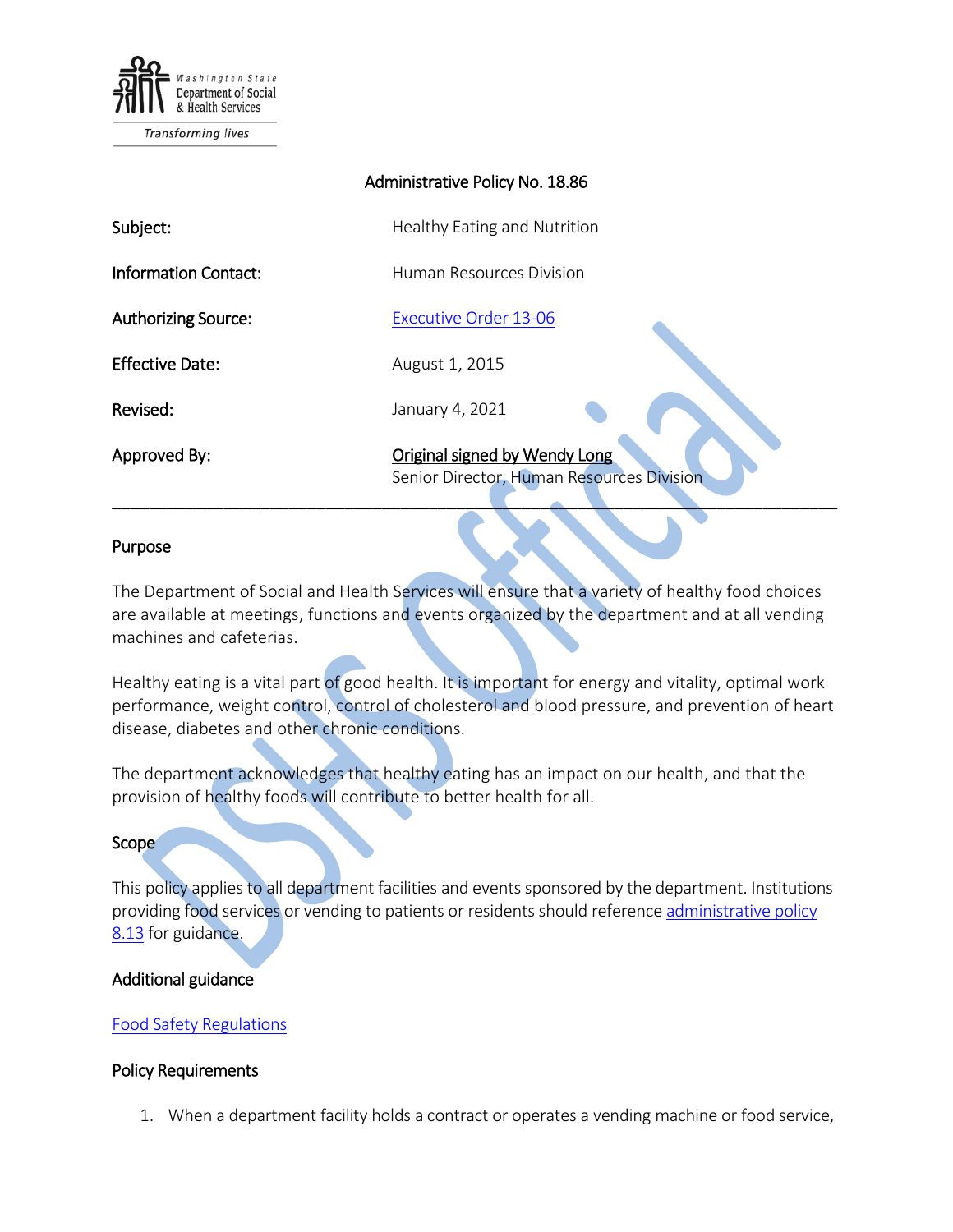Washington State Department of Social & Health Services

*Transforming lives*

Administrative Policy No. 18.86

| | |
|---|---|
| **Subject:** | Healthy Eating and Nutrition |
| **Information Contact:** | Human Resources Division |
| **Authorizing Source:** | [Executive Order 13-06]() |
| **Effective Date:** | August 1, 2015 |
| **Revised:** | January 4, 2021 |
| **Approved By:** | Original signed by Wendy Long<br>Senior Director, Human Resources Division |

---

## Purpose

The Department of Social and Health Services will ensure that a variety of healthy food choices are available at meetings, functions and events organized by the department and at all vending machines and cafeterias.

Healthy eating is a vital part of good health. It is important for energy and vitality, optimal work performance, weight control, control of cholesterol and blood pressure, and prevention of heart disease, diabetes and other chronic conditions.

The department acknowledges that healthy eating has an impact on our health, and that the provision of healthy foods will contribute to better health for all.

## Scope

This policy applies to all department facilities and events sponsored by the department. Institutions providing food services or vending to patients or residents should reference administrative policy 8.13 for guidance.

## Additional guidance

Food Safety Regulations

## Policy Requirements

1. When a department facility holds a contract or operates a vending machine or food service,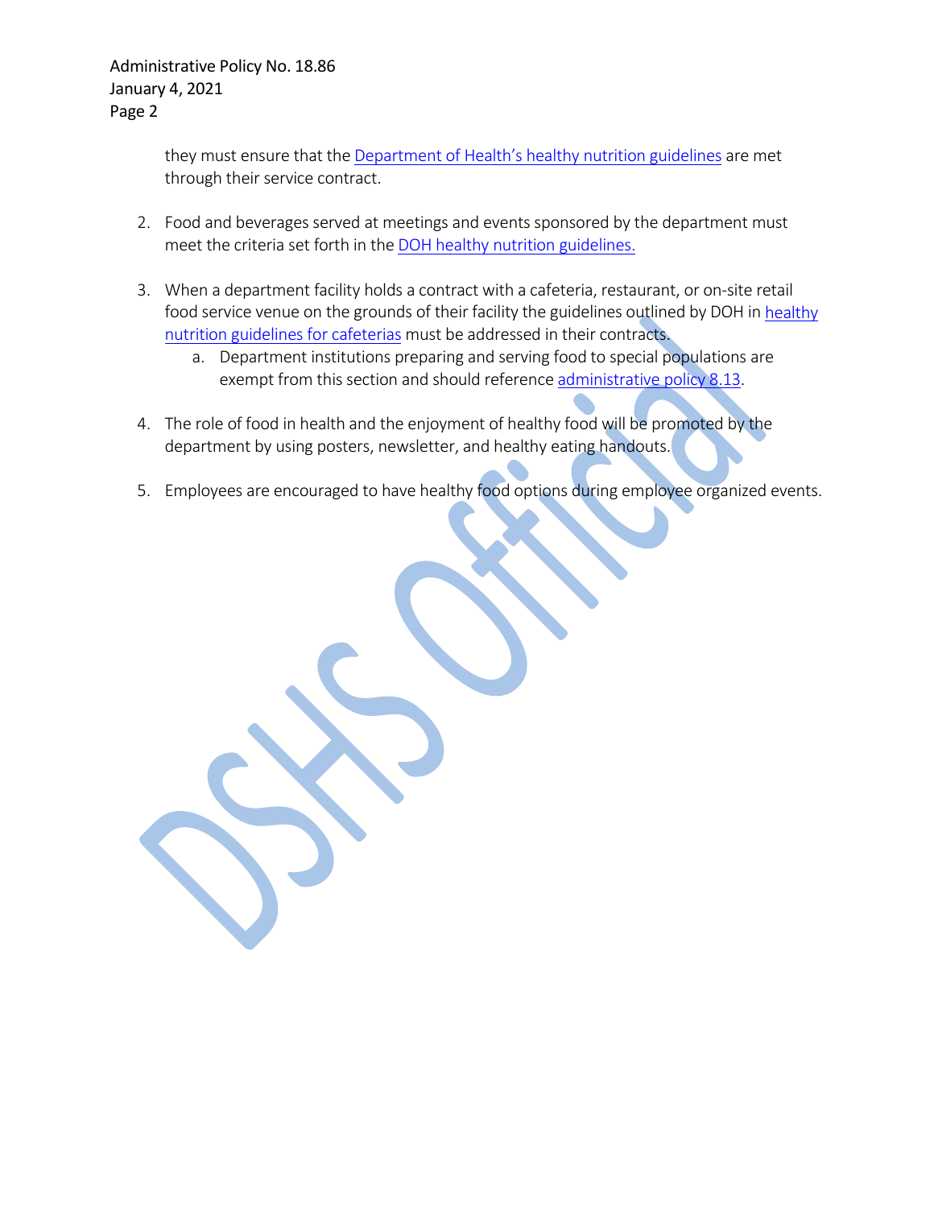they must ensure that the Department of Health's healthy nutrition guidelines are met through their service contract.

2. Food and beverages served at meetings and events sponsored by the department must meet the criteria set forth in the DOH healthy nutrition guidelines.

3. When a department facility holds a contract with a cafeteria, restaurant, or on-site retail food service venue on the grounds of their facility the guidelines outlined by DOH in healthy nutrition guidelines for cafeterias must be addressed in their contracts.
   a. Department institutions preparing and serving food to special populations are exempt from this section and should reference administrative policy 8.13.

4. The role of food in health and the enjoyment of healthy food will be promoted by the department by using posters, newsletter, and healthy eating handouts.

5. Employees are encouraged to have healthy food options during employee organized events.